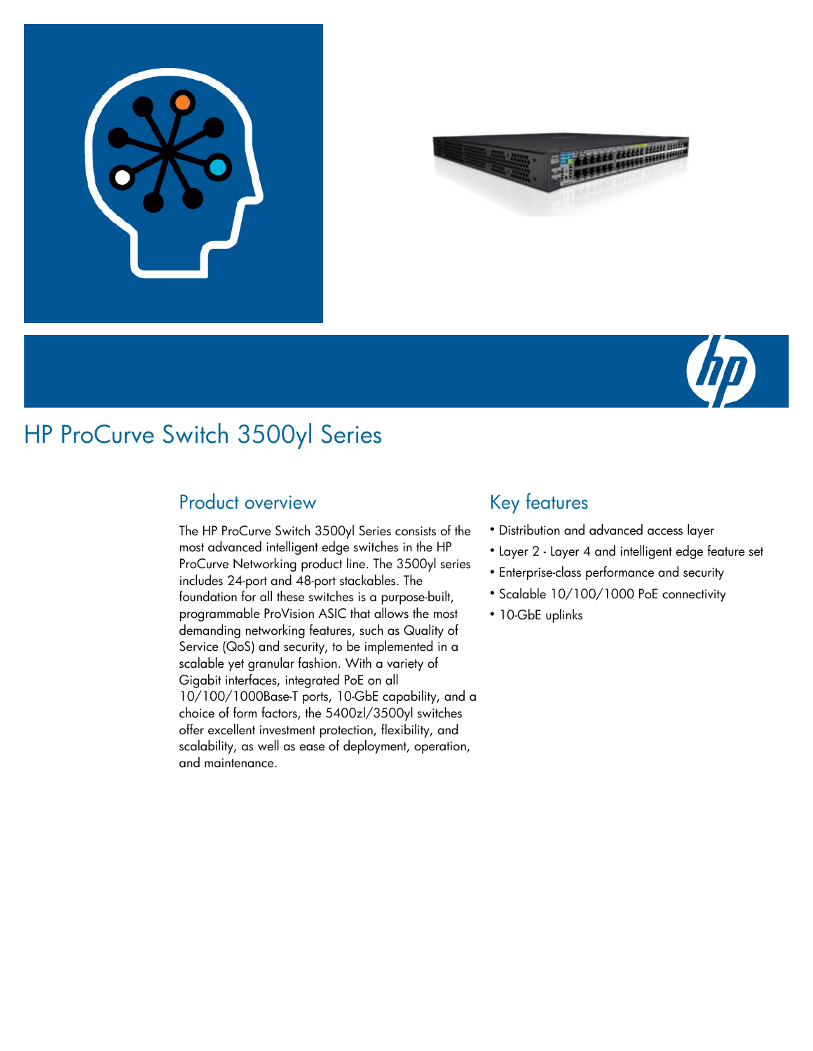# HP ProCurve Switch 3500yl Series

## Product overview

The HP ProCurve Switch 3500yl Series consists of the most advanced intelligent edge switches in the HP ProCurve Networking product line. The 3500yl series includes 24-port and 48-port stackables. The foundation for all these switches is a purpose-built, programmable ProVision ASIC that allows the most demanding networking features, such as Quality of Service (QoS) and security, to be implemented in a scalable yet granular fashion. With a variety of Gigabit interfaces, integrated PoE on all 10/100/1000Base-T ports, 10-GbE capability, and a choice of form factors, the 5400zl/3500yl switches offer excellent investment protection, flexibility, and scalability, as well as ease of deployment, operation, and maintenance.

## Key features

- Distribution and advanced access layer
- Layer 2 - Layer 4 and intelligent edge feature set
- Enterprise-class performance and security
- Scalable 10/100/1000 PoE connectivity
- 10-GbE uplinks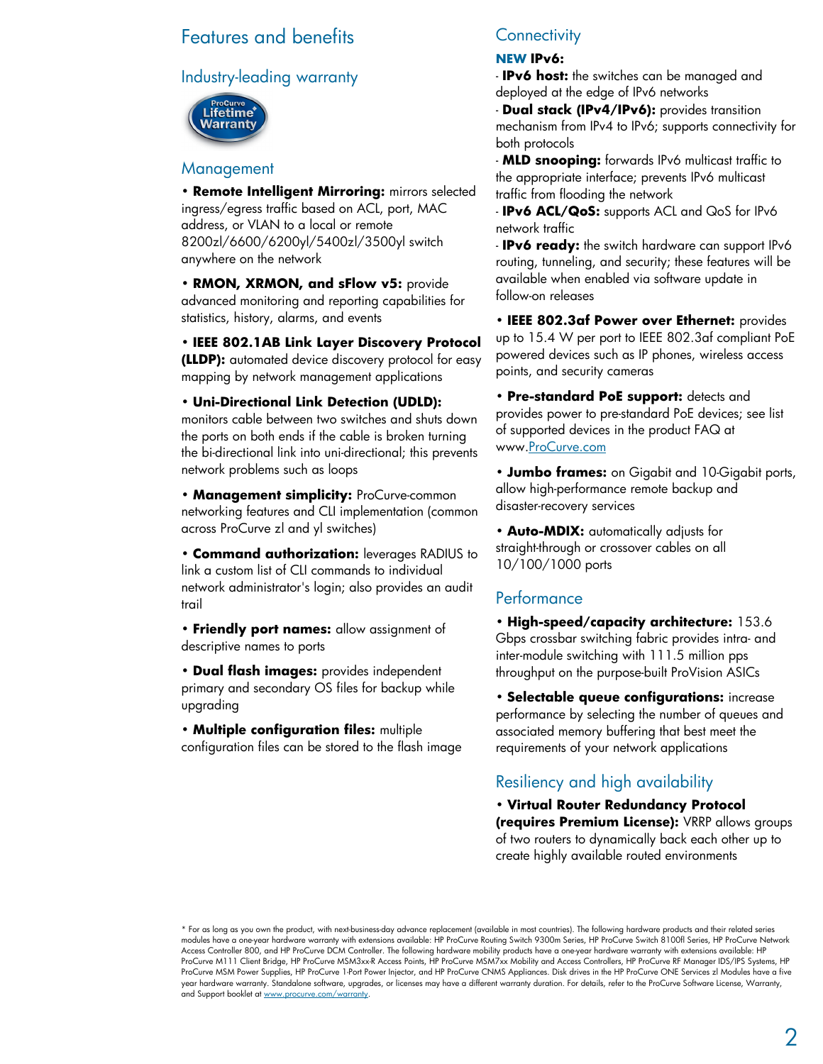## Features and benefits

### Industry-leading warranty

ProCurve Lifetime* Warranty

### Management

- **Remote Intelligent Mirroring:** mirrors selected ingress/egress traffic based on ACL, port, MAC address, or VLAN to a local or remote 8200zl/6600/6200yl/5400zl/3500yl switch anywhere on the network
- **RMON, XRMON, and sFlow v5:** provide advanced monitoring and reporting capabilities for statistics, history, alarms, and events
- **IEEE 802.1AB Link Layer Discovery Protocol (LLDP):** automated device discovery protocol for easy mapping by network management applications
- **Uni-Directional Link Detection (UDLD):** monitors cable between two switches and shuts down the ports on both ends if the cable is broken turning the bi-directional link into uni-directional; this prevents network problems such as loops
- **Management simplicity:** ProCurve-common networking features and CLI implementation (common across ProCurve zl and yl switches)
- **Command authorization:** leverages RADIUS to link a custom list of CLI commands to individual network administrator's login; also provides an audit trail
- **Friendly port names:** allow assignment of descriptive names to ports
- **Dual flash images:** provides independent primary and secondary OS files for backup while upgrading
- **Multiple configuration files:** multiple configuration files can be stored to the flash image

### Connectivity

**NEW IPv6:**

- **IPv6 host:** the switches can be managed and deployed at the edge of IPv6 networks
- **Dual stack (IPv4/IPv6):** provides transition mechanism from IPv4 to IPv6; supports connectivity for both protocols
- **MLD snooping:** forwards IPv6 multicast traffic to the appropriate interface; prevents IPv6 multicast traffic from flooding the network
- **IPv6 ACL/QoS:** supports ACL and QoS for IPv6 network traffic
- **IPv6 ready:** the switch hardware can support IPv6 routing, tunneling, and security; these features will be available when enabled via software update in follow-on releases

- **IEEE 802.3af Power over Ethernet:** provides up to 15.4 W per port to IEEE 802.3af compliant PoE powered devices such as IP phones, wireless access points, and security cameras
- **Pre-standard PoE support:** detects and provides power to pre-standard PoE devices; see list of supported devices in the product FAQ at www.ProCurve.com
- **Jumbo frames:** on Gigabit and 10-Gigabit ports, allow high-performance remote backup and disaster-recovery services
- **Auto-MDIX:** automatically adjusts for straight-through or crossover cables on all 10/100/1000 ports

### Performance

- **High-speed/capacity architecture:** 153.6 Gbps crossbar switching fabric provides intra- and inter-module switching with 111.5 million pps throughput on the purpose-built ProVision ASICs
- **Selectable queue configurations:** increase performance by selecting the number of queues and associated memory buffering that best meet the requirements of your network applications

### Resiliency and high availability

- **Virtual Router Redundancy Protocol (requires Premium License):** VRRP allows groups of two routers to dynamically back each other up to create highly available routed environments

* For as long as you own the product, with next-business-day advance replacement (available in most countries). The following hardware products and their related series modules have a one-year hardware warranty with extensions available: HP ProCurve Routing Switch 9300m Series, HP ProCurve Switch 8100fl Series, HP ProCurve Network Access Controller 800, and HP ProCurve DCM Controller. The following hardware mobility products have a one-year hardware warranty with extensions available: HP ProCurve M111 Client Bridge, HP ProCurve MSM3xx-R Access Points, HP ProCurve MSM7xx Mobility and Access Controllers, HP ProCurve RF Manager IDS/IPS Systems, HP ProCurve MSM Power Supplies, HP ProCurve 1-Port Power Injector, and HP ProCurve CNMS Appliances. Disk drives in the HP ProCurve ONE Services zl Modules have a five year hardware warranty. Standalone software, upgrades, or licenses may have a different warranty duration. For details, refer to the ProCurve Software License, Warranty, and Support booklet at www.procurve.com/warranty.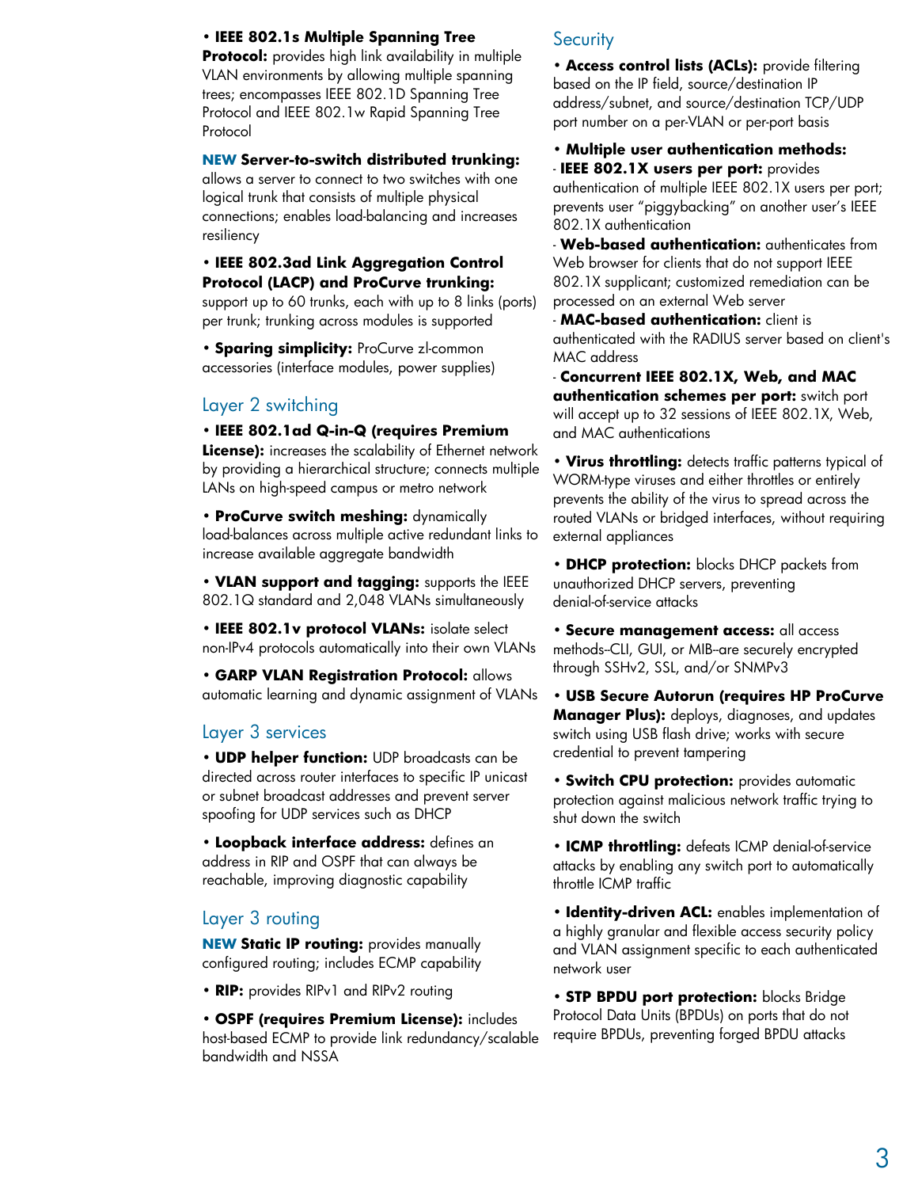- **IEEE 802.1s Multiple Spanning Tree Protocol:** provides high link availability in multiple VLAN environments by allowing multiple spanning trees; encompasses IEEE 802.1D Spanning Tree Protocol and IEEE 802.1w Rapid Spanning Tree Protocol

**NEW Server-to-switch distributed trunking:** allows a server to connect to two switches with one logical trunk that consists of multiple physical connections; enables load-balancing and increases resiliency

- **IEEE 802.3ad Link Aggregation Control Protocol (LACP) and ProCurve trunking:** support up to 60 trunks, each with up to 8 links (ports) per trunk; trunking across modules is supported
- **Sparing simplicity:** ProCurve zl-common accessories (interface modules, power supplies)

## Layer 2 switching

- **IEEE 802.1ad Q-in-Q (requires Premium License):** increases the scalability of Ethernet network by providing a hierarchical structure; connects multiple LANs on high-speed campus or metro network
- **ProCurve switch meshing:** dynamically load-balances across multiple active redundant links to increase available aggregate bandwidth
- **VLAN support and tagging:** supports the IEEE 802.1Q standard and 2,048 VLANs simultaneously
- **IEEE 802.1v protocol VLANs:** isolate select non-IPv4 protocols automatically into their own VLANs
- **GARP VLAN Registration Protocol:** allows automatic learning and dynamic assignment of VLANs

## Layer 3 services

- **UDP helper function:** UDP broadcasts can be directed across router interfaces to specific IP unicast or subnet broadcast addresses and prevent server spoofing for UDP services such as DHCP
- **Loopback interface address:** defines an address in RIP and OSPF that can always be reachable, improving diagnostic capability

## Layer 3 routing

**NEW Static IP routing:** provides manually configured routing; includes ECMP capability

- **RIP:** provides RIPv1 and RIPv2 routing
- **OSPF (requires Premium License):** includes host-based ECMP to provide link redundancy/scalable bandwidth and NSSA

## Security

- **Access control lists (ACLs):** provide filtering based on the IP field, source/destination IP address/subnet, and source/destination TCP/UDP port number on a per-VLAN or per-port basis
- **Multiple user authentication methods:**
  - **IEEE 802.1X users per port:** provides authentication of multiple IEEE 802.1X users per port; prevents user "piggybacking" on another user's IEEE 802.1X authentication
  - **Web-based authentication:** authenticates from Web browser for clients that do not support IEEE 802.1X supplicant; customized remediation can be processed on an external Web server
  - **MAC-based authentication:** client is authenticated with the RADIUS server based on client's MAC address
  - **Concurrent IEEE 802.1X, Web, and MAC authentication schemes per port:** switch port will accept up to 32 sessions of IEEE 802.1X, Web, and MAC authentications
- **Virus throttling:** detects traffic patterns typical of WORM-type viruses and either throttles or entirely prevents the ability of the virus to spread across the routed VLANs or bridged interfaces, without requiring external appliances
- **DHCP protection:** blocks DHCP packets from unauthorized DHCP servers, preventing denial-of-service attacks
- **Secure management access:** all access methods--CLI, GUI, or MIB--are securely encrypted through SSHv2, SSL, and/or SNMPv3
- **USB Secure Autorun (requires HP ProCurve Manager Plus):** deploys, diagnoses, and updates switch using USB flash drive; works with secure credential to prevent tampering
- **Switch CPU protection:** provides automatic protection against malicious network traffic trying to shut down the switch
- **ICMP throttling:** defeats ICMP denial-of-service attacks by enabling any switch port to automatically throttle ICMP traffic
- **Identity-driven ACL:** enables implementation of a highly granular and flexible access security policy and VLAN assignment specific to each authenticated network user
- **STP BPDU port protection:** blocks Bridge Protocol Data Units (BPDUs) on ports that do not require BPDUs, preventing forged BPDU attacks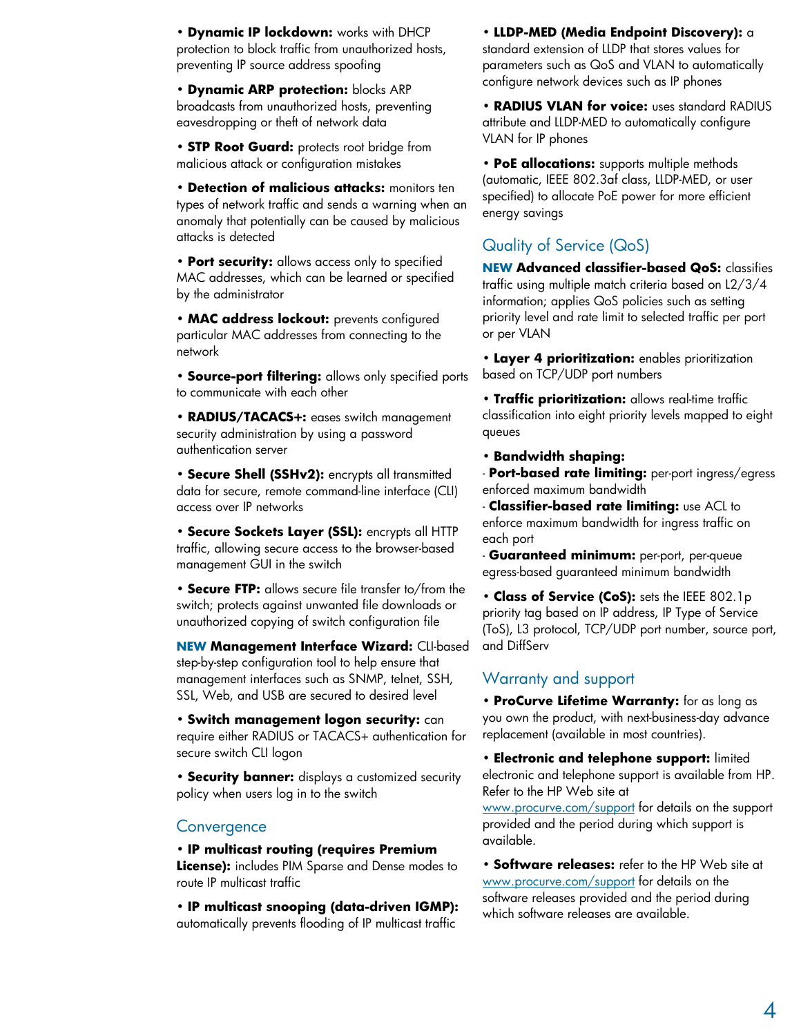- **Dynamic IP lockdown:** works with DHCP protection to block traffic from unauthorized hosts, preventing IP source address spoofing
- **Dynamic ARP protection:** blocks ARP broadcasts from unauthorized hosts, preventing eavesdropping or theft of network data
- **STP Root Guard:** protects root bridge from malicious attack or configuration mistakes
- **Detection of malicious attacks:** monitors ten types of network traffic and sends a warning when an anomaly that potentially can be caused by malicious attacks is detected
- **Port security:** allows access only to specified MAC addresses, which can be learned or specified by the administrator
- **MAC address lockout:** prevents configured particular MAC addresses from connecting to the network
- **Source-port filtering:** allows only specified ports to communicate with each other
- **RADIUS/TACACS+:** eases switch management security administration by using a password authentication server
- **Secure Shell (SSHv2):** encrypts all transmitted data for secure, remote command-line interface (CLI) access over IP networks
- **Secure Sockets Layer (SSL):** encrypts all HTTP traffic, allowing secure access to the browser-based management GUI in the switch
- **Secure FTP:** allows secure file transfer to/from the switch; protects against unwanted file downloads or unauthorized copying of switch configuration file

**NEW Management Interface Wizard:** CLI-based step-by-step configuration tool to help ensure that management interfaces such as SNMP, telnet, SSH, SSL, Web, and USB are secured to desired level

- **Switch management logon security:** can require either RADIUS or TACACS+ authentication for secure switch CLI logon
- **Security banner:** displays a customized security policy when users log in to the switch

## Convergence

- **IP multicast routing (requires Premium License):** includes PIM Sparse and Dense modes to route IP multicast traffic
- **IP multicast snooping (data-driven IGMP):** automatically prevents flooding of IP multicast traffic
- **LLDP-MED (Media Endpoint Discovery):** a standard extension of LLDP that stores values for parameters such as QoS and VLAN to automatically configure network devices such as IP phones
- **RADIUS VLAN for voice:** uses standard RADIUS attribute and LLDP-MED to automatically configure VLAN for IP phones
- **PoE allocations:** supports multiple methods (automatic, IEEE 802.3af class, LLDP-MED, or user specified) to allocate PoE power for more efficient energy savings

## Quality of Service (QoS)

**NEW Advanced classifier-based QoS:** classifies traffic using multiple match criteria based on L2/3/4 information; applies QoS policies such as setting priority level and rate limit to selected traffic per port or per VLAN

- **Layer 4 prioritization:** enables prioritization based on TCP/UDP port numbers
- **Traffic prioritization:** allows real-time traffic classification into eight priority levels mapped to eight queues
- **Bandwidth shaping:**
  - **Port-based rate limiting:** per-port ingress/egress enforced maximum bandwidth
  - **Classifier-based rate limiting:** use ACL to enforce maximum bandwidth for ingress traffic on each port
  - **Guaranteed minimum:** per-port, per-queue egress-based guaranteed minimum bandwidth
- **Class of Service (CoS):** sets the IEEE 802.1p priority tag based on IP address, IP Type of Service (ToS), L3 protocol, TCP/UDP port number, source port, and DiffServ

## Warranty and support

- **ProCurve Lifetime Warranty:** for as long as you own the product, with next-business-day advance replacement (available in most countries).
- **Electronic and telephone support:** limited electronic and telephone support is available from HP. Refer to the HP Web site at www.procurve.com/support for details on the support provided and the period during which support is available.
- **Software releases:** refer to the HP Web site at www.procurve.com/support for details on the software releases provided and the period during which software releases are available.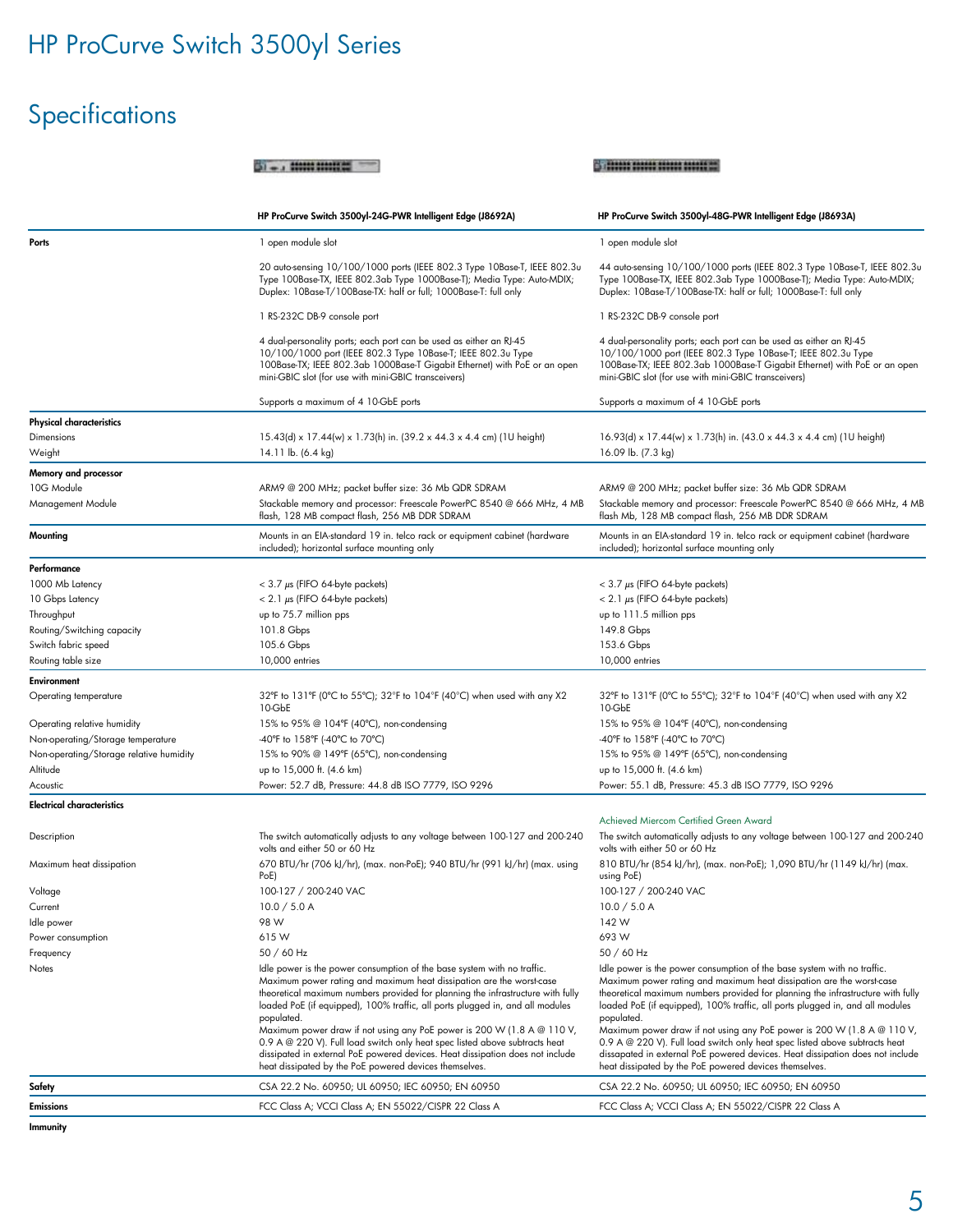# HP ProCurve Switch 3500yl Series

## Specifications

| | HP ProCurve Switch 3500yl-24G-PWR Intelligent Edge (J8692A) | HP ProCurve Switch 3500yl-48G-PWR Intelligent Edge (J8693A) |
|---|---|---|
| **Ports** | 1 open module slot | 1 open module slot |
| | 20 auto-sensing 10/100/1000 ports (IEEE 802.3 Type 10Base-T, IEEE 802.3u Type 100Base-TX, IEEE 802.3ab Type 1000Base-T); Media Type: Auto-MDIX; Duplex: 10Base-T/100Base-TX: half or full; 1000Base-T: full only | 44 auto-sensing 10/100/1000 ports (IEEE 802.3 Type 10Base-T, IEEE 802.3u Type 100Base-TX, IEEE 802.3ab Type 1000Base-T); Media Type: Auto-MDIX; Duplex: 10Base-T/100Base-TX: half or full; 1000Base-T: full only |
| | 1 RS-232C DB-9 console port | 1 RS-232C DB-9 console port |
| | 4 dual-personality ports; each port can be used as either an RJ-45 10/100/1000 port (IEEE 802.3 Type 10Base-T; IEEE 802.3u Type 100Base-TX; IEEE 802.3ab 1000Base-T Gigabit Ethernet) with PoE or an open mini-GBIC slot (for use with mini-GBIC transceivers) | 4 dual-personality ports; each port can be used as either an RJ-45 10/100/1000 port (IEEE 802.3 Type 10Base-T; IEEE 802.3u Type 100Base-TX; IEEE 802.3ab 1000Base-T Gigabit Ethernet) with PoE or an open mini-GBIC slot (for use with mini-GBIC transceivers) |
| | Supports a maximum of 4 10-GbE ports | Supports a maximum of 4 10-GbE ports |
| **Physical characteristics** | | |
| Dimensions | 15.43(d) x 17.44(w) x 1.73(h) in. (39.2 x 44.3 x 4.4 cm) (1U height) | 16.93(d) x 17.44(w) x 1.73(h) in. (43.0 x 44.3 x 4.4 cm) (1U height) |
| Weight | 14.11 lb. (6.4 kg) | 16.09 lb. (7.3 kg) |
| **Memory and processor** | | |
| 10G Module | ARM9 @ 200 MHz; packet buffer size: 36 Mb QDR SDRAM | ARM9 @ 200 MHz; packet buffer size: 36 Mb QDR SDRAM |
| Management Module | Stackable memory and processor: Freescale PowerPC 8540 @ 666 MHz, 4 MB flash, 128 MB compact flash, 256 MB DDR SDRAM | Stackable memory and processor: Freescale PowerPC 8540 @ 666 MHz, 4 MB flash Mb, 128 MB compact flash, 256 MB DDR SDRAM |
| **Mounting** | Mounts in an EIA-standard 19 in. telco rack or equipment cabinet (hardware included); horizontal surface mounting only | Mounts in an EIA-standard 19 in. telco rack or equipment cabinet (hardware included); horizontal surface mounting only |
| **Performance** | | |
| 1000 Mb Latency | < 3.7 µs (FIFO 64-byte packets) | < 3.7 µs (FIFO 64-byte packets) |
| 10 Gbps Latency | < 2.1 µs (FIFO 64-byte packets) | < 2.1 µs (FIFO 64-byte packets) |
| Throughput | up to 75.7 million pps | up to 111.5 million pps |
| Routing/Switching capacity | 101.8 Gbps | 149.8 Gbps |
| Switch fabric speed | 105.6 Gbps | 153.6 Gbps |
| Routing table size | 10,000 entries | 10,000 entries |
| **Environment** | | |
| Operating temperature | 32°F to 131°F (0°C to 55°C); 32°F to 104°F (40°C) when used with any X2 10-GbE | 32°F to 131°F (0°C to 55°C); 32°F to 104°F (40°C) when used with any X2 10-GbE |
| Operating relative humidity | 15% to 95% @ 104°F (40°C), non-condensing | 15% to 95% @ 104°F (40°C), non-condensing |
| Non-operating/Storage temperature | -40°F to 158°F (-40°C to 70°C) | -40°F to 158°F (-40°C to 70°C) |
| Non-operating/Storage relative humidity | 15% to 90% @ 149°F (65°C), non-condensing | 15% to 95% @ 149°F (65°C), non-condensing |
| Altitude | up to 15,000 ft. (4.6 km) | up to 15,000 ft. (4.6 km) |
| Acoustic | Power: 52.7 dB, Pressure: 44.8 dB ISO 7779, ISO 9296 | Power: 55.1 dB, Pressure: 45.3 dB ISO 7779, ISO 9296 |
| **Electrical characteristics** | | Achieved Miercom Certified Green Award |
| Description | The switch automatically adjusts to any voltage between 100-127 and 200-240 volts and either 50 or 60 Hz | The switch automatically adjusts to any voltage between 100-127 and 200-240 volts with either 50 or 60 Hz |
| Maximum heat dissipation | 670 BTU/hr (706 kJ/hr), (max. non-PoE); 940 BTU/hr (991 kJ/hr) (max. using PoE) | 810 BTU/hr (854 kJ/hr), (max. non-PoE); 1,090 BTU/hr (1149 kJ/hr) (max. using PoE) |
| Voltage | 100-127 / 200-240 VAC | 100-127 / 200-240 VAC |
| Current | 10.0 / 5.0 A | 10.0 / 5.0 A |
| Idle power | 98 W | 142 W |
| Power consumption | 615 W | 693 W |
| Frequency | 50 / 60 Hz | 50 / 60 Hz |
| Notes | Idle power is the power consumption of the base system with no traffic. Maximum power rating and maximum heat dissipation are the worst-case theoretical maximum numbers provided for planning the infrastructure with fully loaded PoE (if equipped), 100% traffic, all ports plugged in, and all modules populated. Maximum power draw if not using any PoE power is 200 W (1.8 A @ 110 V, 0.9 A @ 220 V). Full load switch only heat spec listed above subtracts heat dissipated in external PoE powered devices. Heat dissipation does not include heat dissipated by the PoE powered devices themselves. | Idle power is the power consumption of the base system with no traffic. Maximum power rating and maximum heat dissipation are the worst-case theoretical maximum numbers provided for planning the infrastructure with fully loaded PoE (if equipped), 100% traffic, all ports plugged in, and all modules populated. Maximum power draw if not using any PoE power is 200 W (1.8 A @ 110 V, 0.9 A @ 220 V). Full load switch only heat spec listed above subtracts heat dissapated in external PoE powered devices. Heat dissipation does not include heat dissipated by the PoE powered devices themselves. |
| **Safety** | CSA 22.2 No. 60950; UL 60950; IEC 60950; EN 60950 | CSA 22.2 No. 60950; UL 60950; IEC 60950; EN 60950 |
| **Emissions** | FCC Class A; VCCI Class A; EN 55022/CISPR 22 Class A | FCC Class A; VCCI Class A; EN 55022/CISPR 22 Class A |
| **Immunity** | | |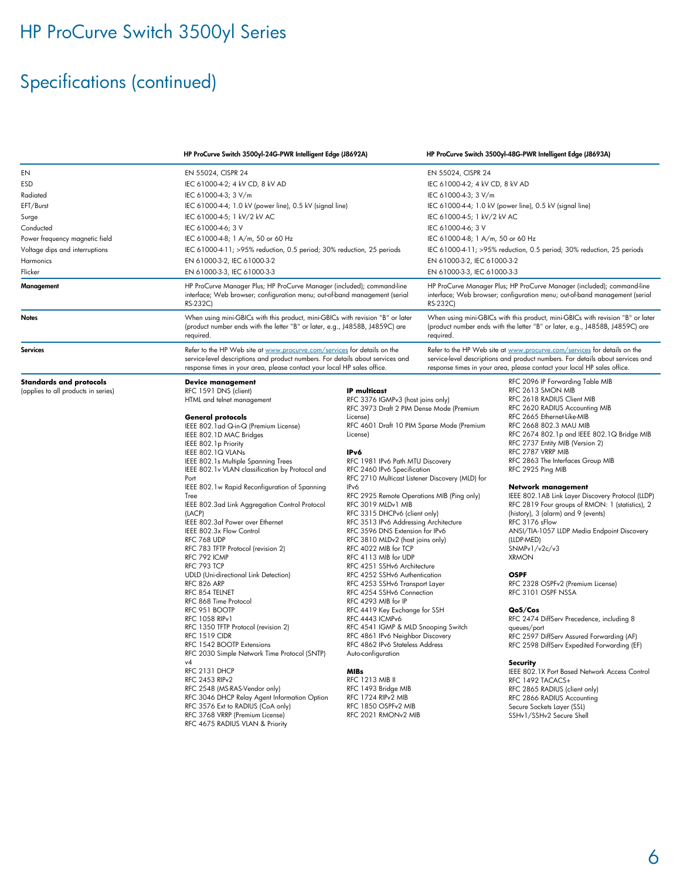# HP ProCurve Switch 3500yl Series

## Specifications (continued)

| | HP ProCurve Switch 3500yl-24G-PWR Intelligent Edge (J8692A) | HP ProCurve Switch 3500yl-48G-PWR Intelligent Edge (J8693A) |
|---|---|---|
| EN | EN 55024, CISPR 24 | EN 55024, CISPR 24 |
| ESD | IEC 61000-4-2; 4 kV CD, 8 kV AD | IEC 61000-4-2; 4 kV CD, 8 kV AD |
| Radiated | IEC 61000-4-3; 3 V/m | IEC 61000-4-3; 3 V/m |
| EFT/Burst | IEC 61000-4-4; 1.0 kV (power line), 0.5 kV (signal line) | IEC 61000-4-4; 1.0 kV (power line), 0.5 kV (signal line) |
| Surge | IEC 61000-4-5; 1 kV/2 kV AC | IEC 61000-4-5; 1 kV/2 kV AC |
| Conducted | IEC 61000-4-6; 3 V | IEC 61000-4-6; 3 V |
| Power frequency magnetic field | IEC 61000-4-8; 1 A/m, 50 or 60 Hz | IEC 61000-4-8; 1 A/m, 50 or 60 Hz |
| Voltage dips and interruptions | IEC 61000-4-11; >95% reduction, 0.5 period; 30% reduction, 25 periods | IEC 61000-4-11; >95% reduction, 0.5 period; 30% reduction, 25 periods |
| Harmonics | EN 61000-3-2, IEC 61000-3-2 | EN 61000-3-2, IEC 61000-3-2 |
| Flicker | EN 61000-3-3, IEC 61000-3-3 | EN 61000-3-3, IEC 61000-3-3 |
| **Management** | HP ProCurve Manager Plus; HP ProCurve Manager (included); command-line interface; Web browser; configuration menu; out-of-band management (serial RS-232C) | HP ProCurve Manager Plus; HP ProCurve Manager (included); command-line interface; Web browser; configuration menu; out-of-band management (serial RS-232C) |
| **Notes** | When using mini-GBICs with this product, mini-GBICs with revision "B" or later (product number ends with the letter "B" or later, e.g., J4858B, J4859C) are required. | When using mini-GBICs with this product, mini-GBICs with revision "B" or later (product number ends with the letter "B" or later, e.g., J4858B, J4859C) are required. |
| **Services** | Refer to the HP Web site at www.procurve.com/services for details on the service-level descriptions and product numbers. For details about services and response times in your area, please contact your local HP sales office. | Refer to the HP Web site at www.procurve.com/services for details on the service-level descriptions and product numbers. For details about services and response times in your area, please contact your local HP sales office. |

**Standards and protocols**
(applies to all products in series)

**Device management**
RFC 1591 DNS (client)
HTML and telnet management

**General protocols**
IEEE 802.1ad Q-in-Q (Premium License)
IEEE 802.1D MAC Bridges
IEEE 802.1p Priority
IEEE 802.1Q VLANs
IEEE 802.1s Multiple Spanning Trees
IEEE 802.1v VLAN classification by Protocol and Port
IEEE 802.1w Rapid Reconfiguration of Spanning Tree
IEEE 802.3ad Link Aggregation Control Protocol (LACP)
IEEE 802.3af Power over Ethernet
IEEE 802.3x Flow Control
RFC 768 UDP
RFC 783 TFTP Protocol (revision 2)
RFC 792 ICMP
RFC 793 TCP
UDLD (Uni-directional Link Detection)
RFC 826 ARP
RFC 854 TELNET
RFC 868 Time Protocol
RFC 951 BOOTP
RFC 1058 RIPv1
RFC 1350 TFTP Protocol (revision 2)
RFC 1519 CIDR
RFC 1542 BOOTP Extensions
RFC 2030 Simple Network Time Protocol (SNTP) v4
RFC 2131 DHCP
RFC 2453 RIPv2
RFC 2548 (MS-RAS-Vendor only)
RFC 3046 DHCP Relay Agent Information Option
RFC 3576 Ext to RADIUS (CoA only)
RFC 3768 VRRP (Premium License)
RFC 4675 RADIUS VLAN & Priority

**IP multicast**
RFC 3376 IGMPv3 (host joins only)
RFC 3973 Draft 2 PIM Dense Mode (Premium License)
RFC 4601 Draft 10 PIM Sparse Mode (Premium License)

**IPv6**
RFC 1981 IPv6 Path MTU Discovery
RFC 2460 IPv6 Specification
RFC 2710 Multicast Listener Discovery (MLD) for IPv6
RFC 2925 Remote Operations MIB (Ping only)
RFC 3019 MLDv1 MIB
RFC 3315 DHCPv6 (client only)
RFC 3513 IPv6 Addressing Architecture
RFC 3596 DNS Extension for IPv6
RFC 3810 MLDv2 (host joins only)
RFC 4022 MIB for TCP
RFC 4113 MIB for UDP
RFC 4251 SSHv6 Architecture
RFC 4252 SSHv6 Authentication
RFC 4253 SSHv6 Transport Layer
RFC 4254 SSHv6 Connection
RFC 4293 MIB for IP
RFC 4419 Key Exchange for SSH
RFC 4443 ICMPv6
RFC 4541 IGMP & MLD Snooping Switch
RFC 4861 IPv6 Neighbor Discovery
RFC 4862 IPv6 Stateless Address Auto-configuration

**MIBs**
RFC 1213 MIB II
RFC 1493 Bridge MIB
RFC 1724 RIPv2 MIB
RFC 1850 OSPFv2 MIB
RFC 2021 RMONv2 MIB
RFC 2096 IP Forwarding Table MIB
RFC 2613 SMON MIB
RFC 2618 RADIUS Client MIB
RFC 2620 RADIUS Accounting MIB
RFC 2665 Ethernet-Like-MIB
RFC 2668 802.3 MAU MIB
RFC 2674 802.1p and IEEE 802.1Q Bridge MIB
RFC 2737 Entity MIB (Version 2)
RFC 2787 VRRP MIB
RFC 2863 The Interfaces Group MIB
RFC 2925 Ping MIB

**Network management**
IEEE 802.1AB Link Layer Discovery Protocol (LLDP)
RFC 2819 Four groups of RMON: 1 (statistics), 2 (history), 3 (alarm) and 9 (events)
RFC 3176 sFlow
ANSI/TIA-1057 LLDP Media Endpoint Discovery (LLDP-MED)
SNMPv1/v2c/v3
XRMON

**OSPF**
RFC 2328 OSPFv2 (Premium License)
RFC 3101 OSPF NSSA

**QoS/Cos**
RFC 2474 DiffServ Precedence, including 8 queues/port
RFC 2597 DiffServ Assured Forwarding (AF)
RFC 2598 DiffServ Expedited Forwarding (EF)

**Security**
IEEE 802.1X Port Based Network Access Control
RFC 1492 TACACS+
RFC 2865 RADIUS (client only)
RFC 2866 RADIUS Accounting
Secure Sockets Layer (SSL)
SSHv1/SSHv2 Secure Shell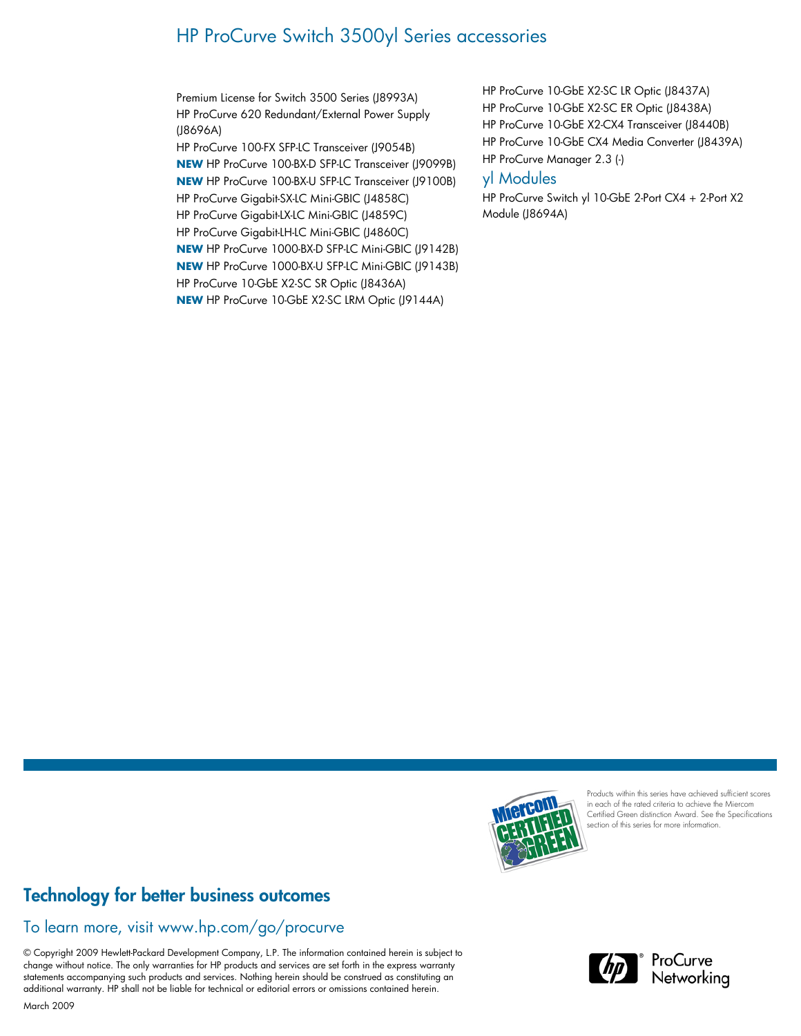# HP ProCurve Switch 3500yl Series accessories

Premium License for Switch 3500 Series (J8993A)
HP ProCurve 620 Redundant/External Power Supply (J8696A)
HP ProCurve 100-FX SFP-LC Transceiver (J9054B)
**NEW** HP ProCurve 100-BX-D SFP-LC Transceiver (J9099B)
**NEW** HP ProCurve 100-BX-U SFP-LC Transceiver (J9100B)
HP ProCurve Gigabit-SX-LC Mini-GBIC (J4858C)
HP ProCurve Gigabit-LX-LC Mini-GBIC (J4859C)
HP ProCurve Gigabit-LH-LC Mini-GBIC (J4860C)
**NEW** HP ProCurve 1000-BX-D SFP-LC Mini-GBIC (J9142B)
**NEW** HP ProCurve 1000-BX-U SFP-LC Mini-GBIC (J9143B)
HP ProCurve 10-GbE X2-SC SR Optic (J8436A)
**NEW** HP ProCurve 10-GbE X2-SC LRM Optic (J9144A)
HP ProCurve 10-GbE X2-SC LR Optic (J8437A)
HP ProCurve 10-GbE X2-SC ER Optic (J8438A)
HP ProCurve 10-GbE X2-CX4 Transceiver (J8440B)
HP ProCurve 10-GbE CX4 Media Converter (J8439A)
HP ProCurve Manager 2.3 (-)

## yl Modules

HP ProCurve Switch yl 10-GbE 2-Port CX4 + 2-Port X2 Module (J8694A)

Products within this series have achieved sufficient scores in each of the rated criteria to achieve the Miercom Certified Green distinction Award. See the Specifications section of this series for more information.

## Technology for better business outcomes

To learn more, visit www.hp.com/go/procurve

© Copyright 2009 Hewlett-Packard Development Company, L.P. The information contained herein is subject to change without notice. The only warranties for HP products and services are set forth in the express warranty statements accompanying such products and services. Nothing herein should be construed as constituting an additional warranty. HP shall not be liable for technical or editorial errors or omissions contained herein.

March 2009